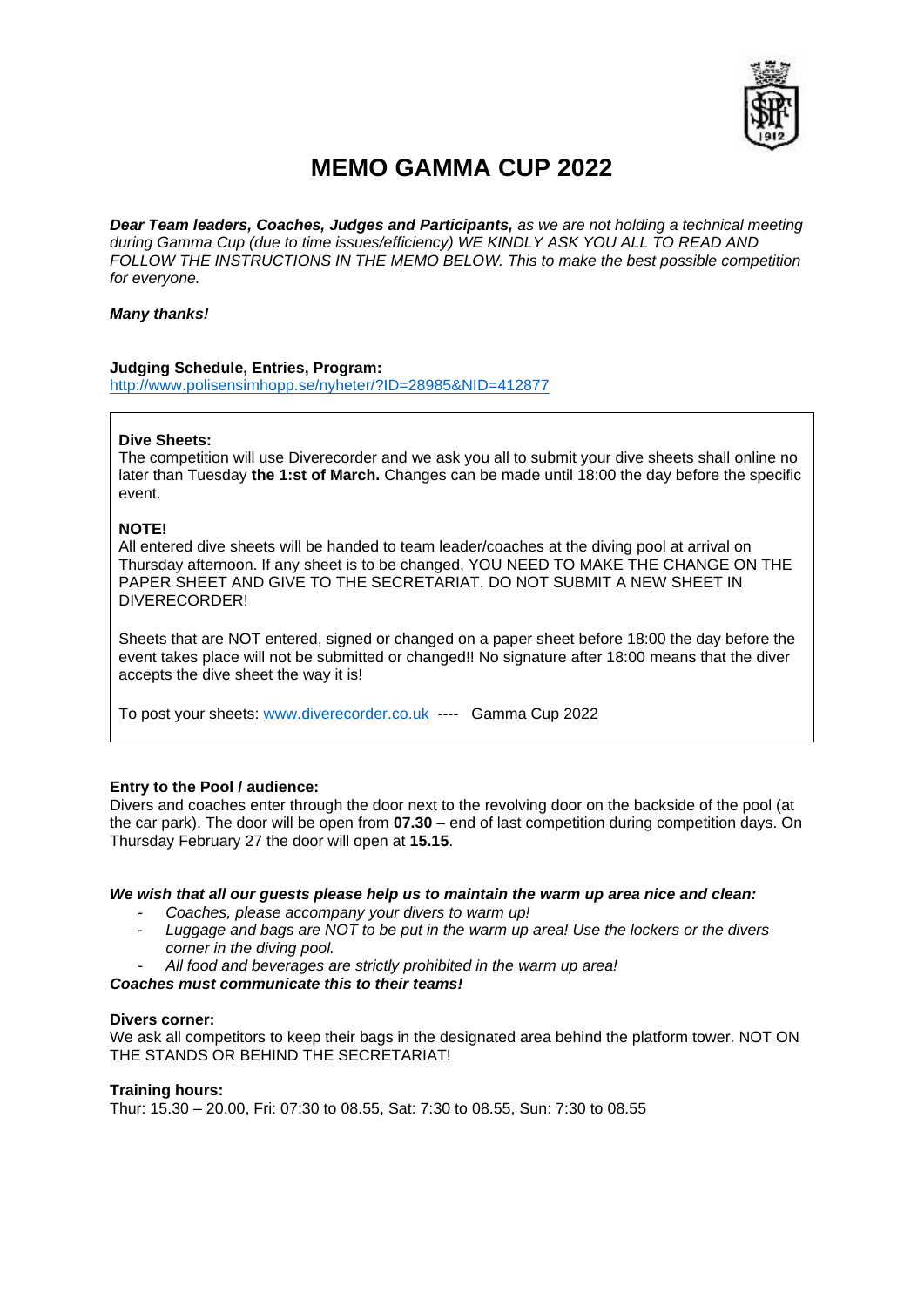# MEMO GAMMA CUP 2022

***Dear Team leaders, Coaches, Judges and Participants,*** *as we are not holding a technical meeting during Gamma Cup (due to time issues/efficiency) WE KINDLY ASK YOU ALL TO READ AND FOLLOW THE INSTRUCTIONS IN THE MEMO BELOW. This to make the best possible competition for everyone.*

***Many thanks!***

**Judging Schedule, Entries, Program:**
http://www.polisensimhopp.se/nyheter/?ID=28985&NID=412877

**Dive Sheets:**
The competition will use Diverecorder and we ask you all to submit your dive sheets shall online no later than Tuesday **the 1:st of March.** Changes can be made until 18:00 the day before the specific event.

**NOTE!**
All entered dive sheets will be handed to team leader/coaches at the diving pool at arrival on Thursday afternoon. If any sheet is to be changed, YOU NEED TO MAKE THE CHANGE ON THE PAPER SHEET AND GIVE TO THE SECRETARIAT. DO NOT SUBMIT A NEW SHEET IN DIVERECORDER!

Sheets that are NOT entered, signed or changed on a paper sheet before 18:00 the day before the event takes place will not be submitted or changed!! No signature after 18:00 means that the diver accepts the dive sheet the way it is!

To post your sheets: www.diverecorder.co.uk ---- Gamma Cup 2022

**Entry to the Pool / audience:**
Divers and coaches enter through the door next to the revolving door on the backside of the pool (at the car park). The door will be open from **07.30** – end of last competition during competition days. On Thursday February 27 the door will open at **15.15**.

***We wish that all our guests please help us to maintain the warm up area nice and clean:***

- *Coaches, please accompany your divers to warm up!*
- *Luggage and bags are NOT to be put in the warm up area! Use the lockers or the divers corner in the diving pool.*
- *All food and beverages are strictly prohibited in the warm up area!*

***Coaches must communicate this to their teams!***

**Divers corner:**
We ask all competitors to keep their bags in the designated area behind the platform tower. NOT ON THE STANDS OR BEHIND THE SECRETARIAT!

**Training hours:**
Thur: 15.30 – 20.00, Fri: 07:30 to 08.55, Sat: 7:30 to 08.55, Sun: 7:30 to 08.55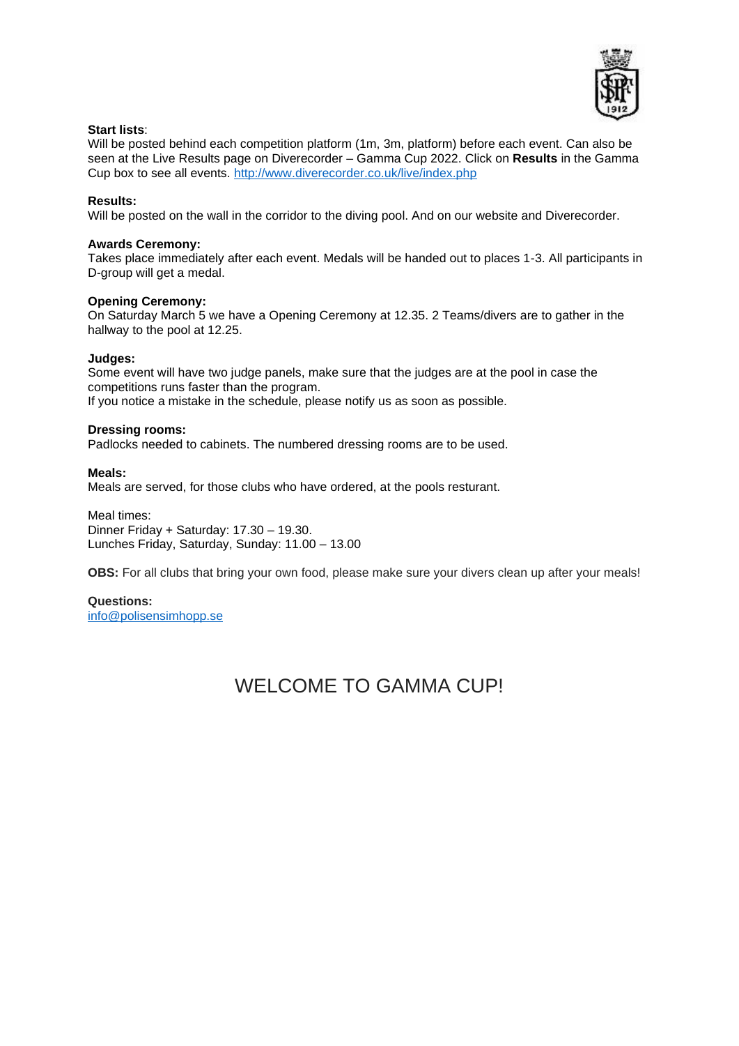**Start lists**:
Will be posted behind each competition platform (1m, 3m, platform) before each event. Can also be seen at the Live Results page on Diverecorder – Gamma Cup 2022. Click on **Results** in the Gamma Cup box to see all events. http://www.diverecorder.co.uk/live/index.php

**Results:**
Will be posted on the wall in the corridor to the diving pool. And on our website and Diverecorder.

**Awards Ceremony:**
Takes place immediately after each event. Medals will be handed out to places 1-3. All participants in D-group will get a medal.

**Opening Ceremony:**
On Saturday March 5 we have a Opening Ceremony at 12.35. 2 Teams/divers are to gather in the hallway to the pool at 12.25.

**Judges:**
Some event will have two judge panels, make sure that the judges are at the pool in case the competitions runs faster than the program.
If you notice a mistake in the schedule, please notify us as soon as possible.

**Dressing rooms:**
Padlocks needed to cabinets. The numbered dressing rooms are to be used.

**Meals:**
Meals are served, for those clubs who have ordered, at the pools resturant.

Meal times:
Dinner Friday + Saturday: 17.30 – 19.30.
Lunches Friday, Saturday, Sunday: 11.00 – 13.00

**OBS:** For all clubs that bring your own food, please make sure your divers clean up after your meals!

**Questions:**
info@polisensimhopp.se

# WELCOME TO GAMMA CUP!